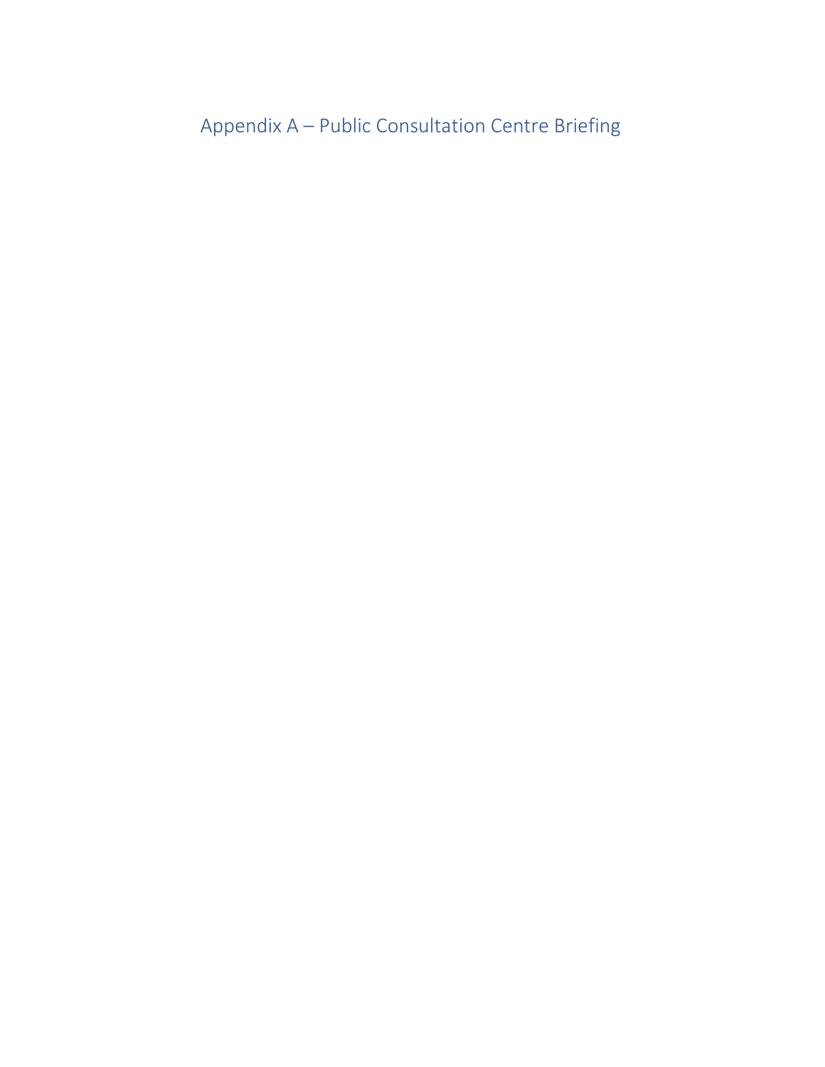# Appendix A – Public Consultation Centre Briefing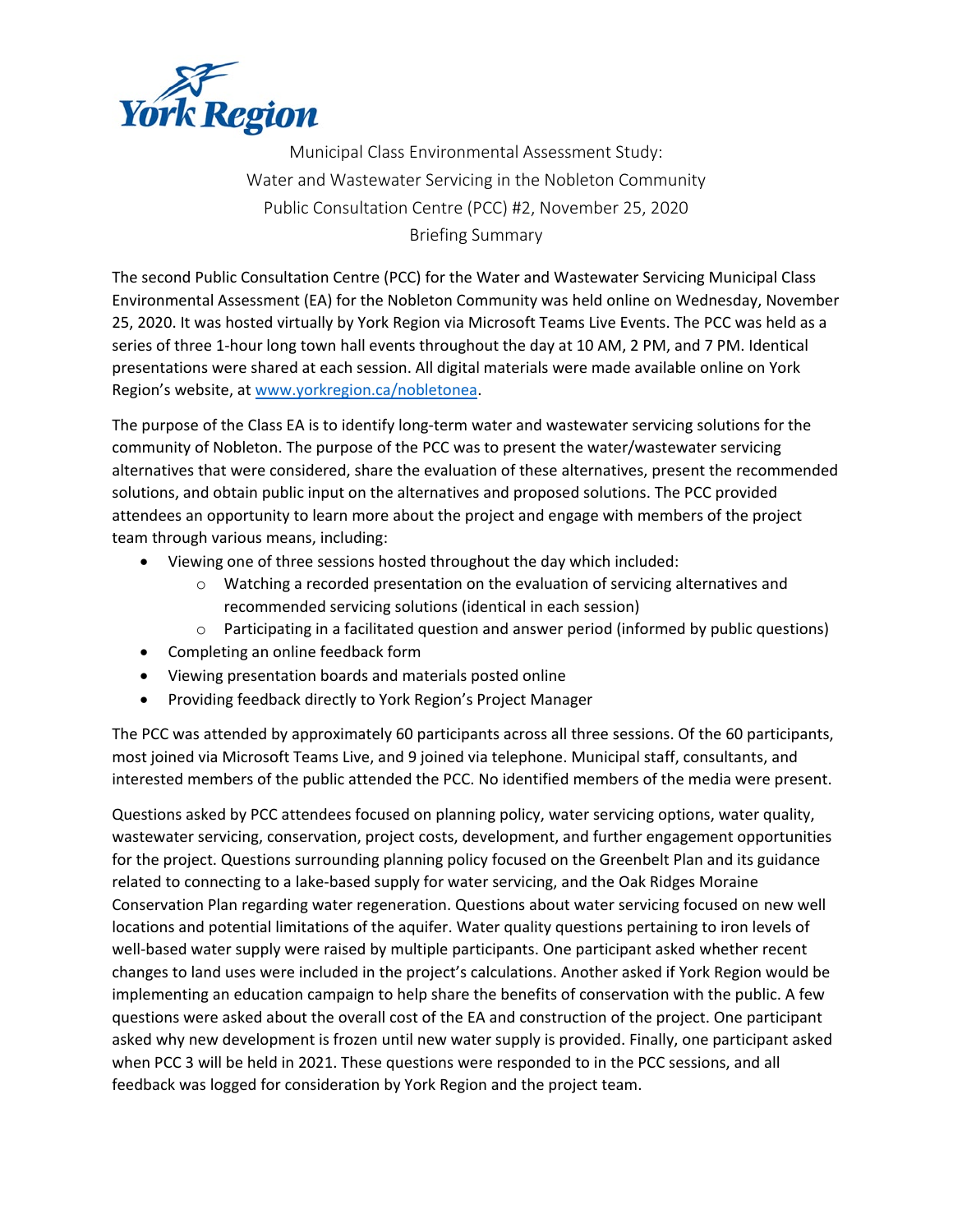Municipal Class Environmental Assessment Study:
Water and Wastewater Servicing in the Nobleton Community
Public Consultation Centre (PCC) #2, November 25, 2020
Briefing Summary

The second Public Consultation Centre (PCC) for the Water and Wastewater Servicing Municipal Class Environmental Assessment (EA) for the Nobleton Community was held online on Wednesday, November 25, 2020. It was hosted virtually by York Region via Microsoft Teams Live Events. The PCC was held as a series of three 1-hour long town hall events throughout the day at 10 AM, 2 PM, and 7 PM. Identical presentations were shared at each session. All digital materials were made available online on York Region's website, at www.yorkregion.ca/nobletonea.

The purpose of the Class EA is to identify long-term water and wastewater servicing solutions for the community of Nobleton. The purpose of the PCC was to present the water/wastewater servicing alternatives that were considered, share the evaluation of these alternatives, present the recommended solutions, and obtain public input on the alternatives and proposed solutions. The PCC provided attendees an opportunity to learn more about the project and engage with members of the project team through various means, including:

- Viewing one of three sessions hosted throughout the day which included:
    - Watching a recorded presentation on the evaluation of servicing alternatives and recommended servicing solutions (identical in each session)
    - Participating in a facilitated question and answer period (informed by public questions)
- Completing an online feedback form
- Viewing presentation boards and materials posted online
- Providing feedback directly to York Region's Project Manager

The PCC was attended by approximately 60 participants across all three sessions. Of the 60 participants, most joined via Microsoft Teams Live, and 9 joined via telephone. Municipal staff, consultants, and interested members of the public attended the PCC. No identified members of the media were present.

Questions asked by PCC attendees focused on planning policy, water servicing options, water quality, wastewater servicing, conservation, project costs, development, and further engagement opportunities for the project. Questions surrounding planning policy focused on the Greenbelt Plan and its guidance related to connecting to a lake-based supply for water servicing, and the Oak Ridges Moraine Conservation Plan regarding water regeneration. Questions about water servicing focused on new well locations and potential limitations of the aquifer. Water quality questions pertaining to iron levels of well-based water supply were raised by multiple participants. One participant asked whether recent changes to land uses were included in the project's calculations. Another asked if York Region would be implementing an education campaign to help share the benefits of conservation with the public. A few questions were asked about the overall cost of the EA and construction of the project. One participant asked why new development is frozen until new water supply is provided. Finally, one participant asked when PCC 3 will be held in 2021. These questions were responded to in the PCC sessions, and all feedback was logged for consideration by York Region and the project team.